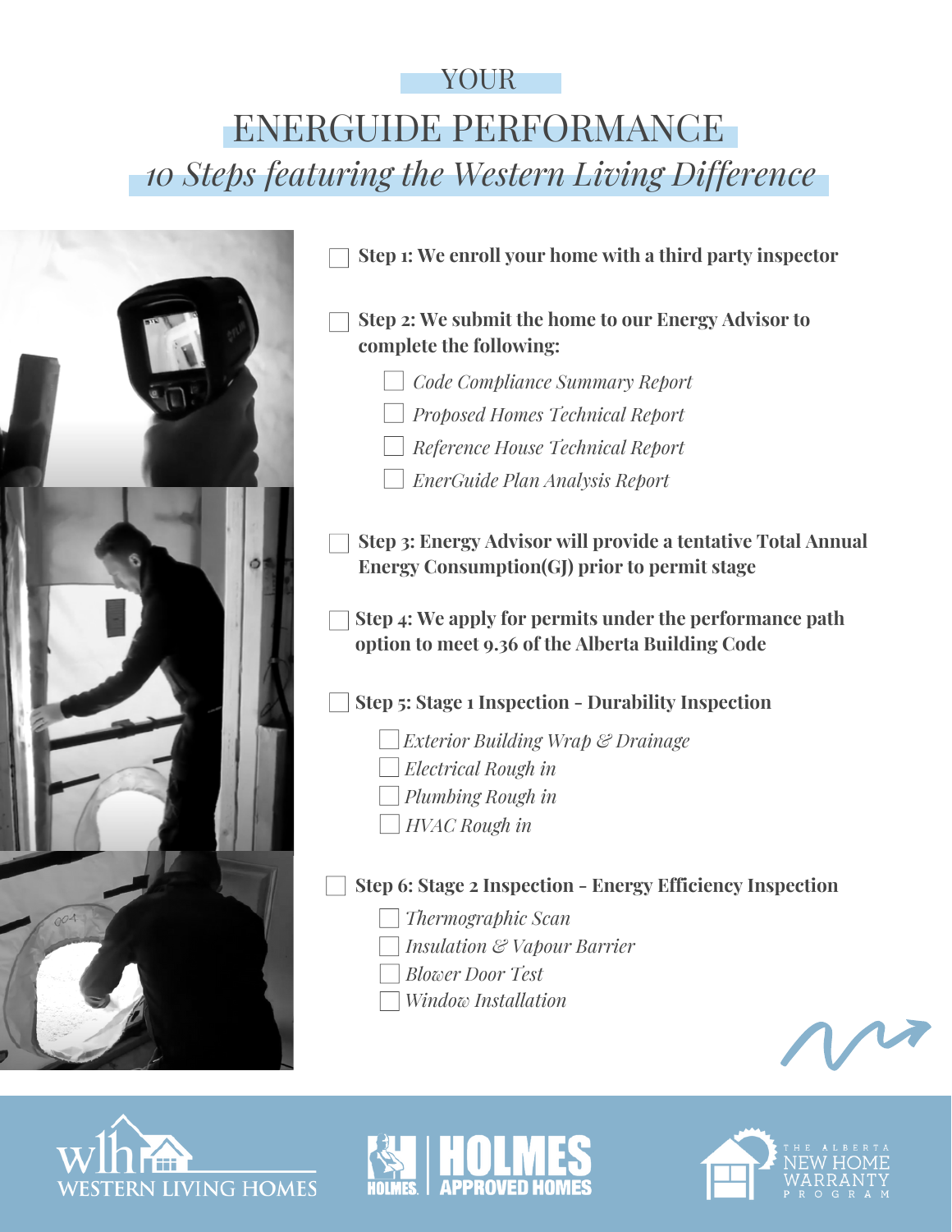# YOUR

# ENERGUIDE PERFORMANCE

## *10 Steps featuring the Western Living Difference*

- [ ] **Step 1: We enroll your home with a third party inspector**

- [ ] **Step 2: We submit the home to our Energy Advisor to complete the following:**
  - [ ] *Code Compliance Summary Report*
  - [ ] *Proposed Homes Technical Report*
  - [ ] *Reference House Technical Report*
  - [ ] *EnerGuide Plan Analysis Report*

- [ ] **Step 3: Energy Advisor will provide a tentative Total Annual Energy Consumption(GJ) prior to permit stage**

- [ ] **Step 4: We apply for permits under the performance path option to meet 9.36 of the Alberta Building Code**

- [ ] **Step 5: Stage 1 Inspection - Durability Inspection**
  - [ ] *Exterior Building Wrap & Drainage*
  - [ ] *Electrical Rough in*
  - [ ] *Plumbing Rough in*
  - [ ] *HVAC Rough in*

- [ ] **Step 6: Stage 2 Inspection - Energy Efficiency Inspection**
  - [ ] *Thermographic Scan*
  - [ ] *Insulation & Vapour Barrier*
  - [ ] *Blower Door Test*
  - [ ] *Window Installation*

WESTERN LIVING HOMES | HOLMES APPROVED HOMES | THE ALBERTA NEW HOME WARRANTY PROGRAM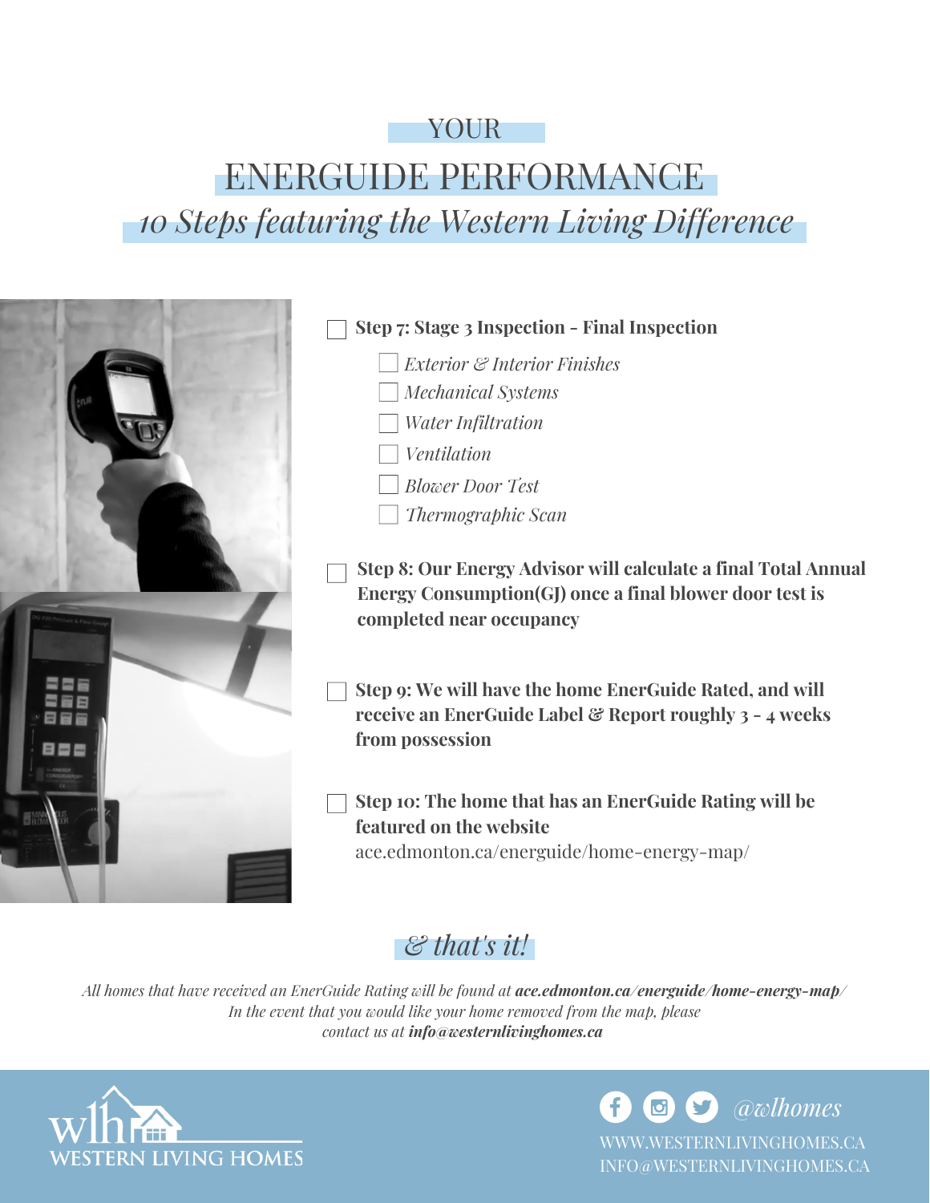YOUR

# ENERGUIDE PERFORMANCE

*10 Steps featuring the Western Living Difference*

- [ ] **Step 7: Stage 3 Inspection - Final Inspection**
  - [ ] *Exterior & Interior Finishes*
  - [ ] *Mechanical Systems*
  - [ ] *Water Infiltration*
  - [ ] *Ventilation*
  - [ ] *Blower Door Test*
  - [ ] *Thermographic Scan*

- [ ] **Step 8: Our Energy Advisor will calculate a final Total Annual Energy Consumption(GJ) once a final blower door test is completed near occupancy**

- [ ] **Step 9: We will have the home EnerGuide Rated, and will receive an EnerGuide Label & Report roughly 3 - 4 weeks from possession**

- [ ] **Step 10: The home that has an EnerGuide Rating will be featured on the website**
  ace.edmonton.ca/energuide/home-energy-map/

*& that's it!*

*All homes that have received an EnerGuide Rating will be found at **ace.edmonton.ca/energuide/home-energy-map/***
*In the event that you would like your home removed from the map, please contact us at **info@westernlivinghomes.ca***

WESTERN LIVING HOMES

@wlhomes

WWW.WESTERNLIVINGHOMES.CA
INFO@WESTERNLIVINGHOMES.CA